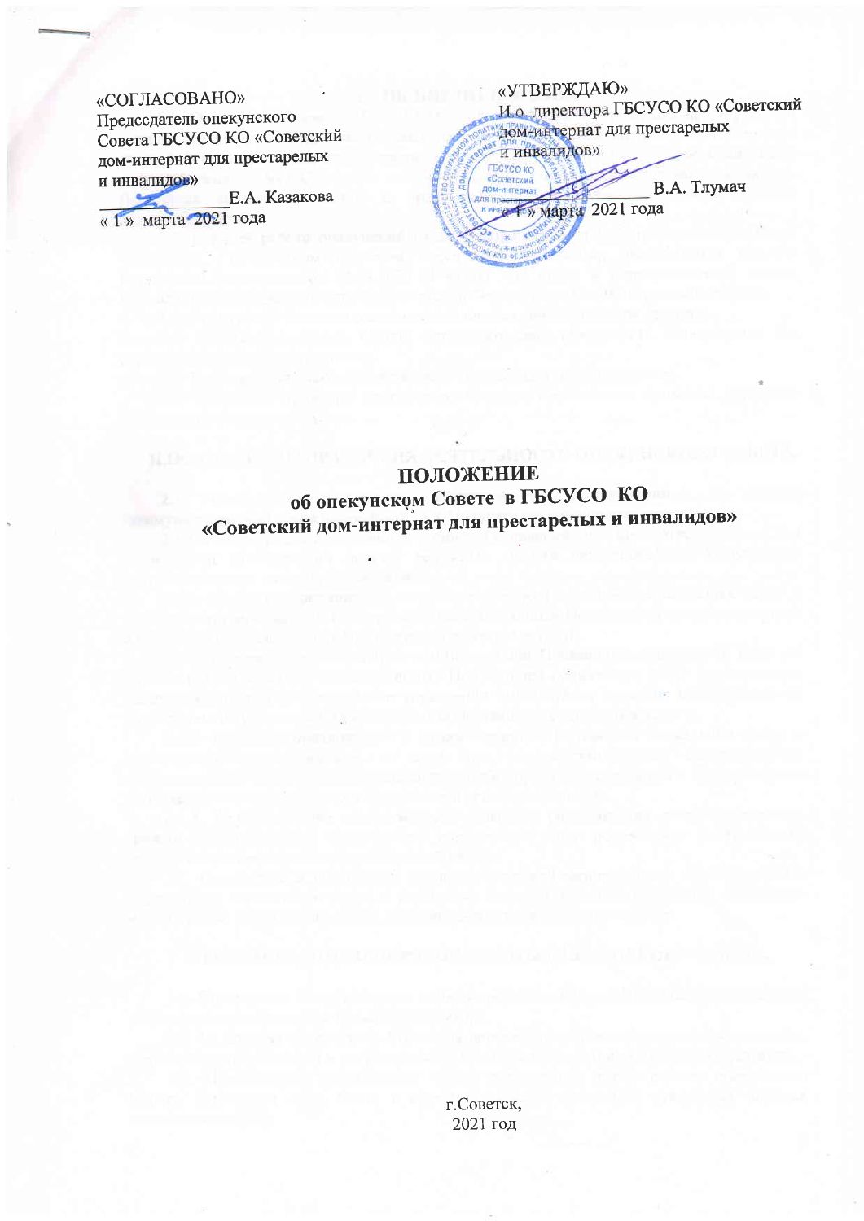«СОГЛАСОВАНО»
Председатель опекунского Совета ГБСУСО КО «Советский дом-интернат для престарелых и инвалидов»
_____________ Е.А. Казакова
« 1 » марта 2021 года

«УТВЕРЖДАЮ»
И.о. директора ГБСУСО КО «Советский дом-интернат для престарелых и инвалидов»
_____________ В.А. Тлумач
« 1 » марта 2021 года

# ПОЛОЖЕНИЕ
## об опекунском Совете в ГБСУСО КО «Советский дом-интернат для престарелых и инвалидов»

г.Советск,
2021 год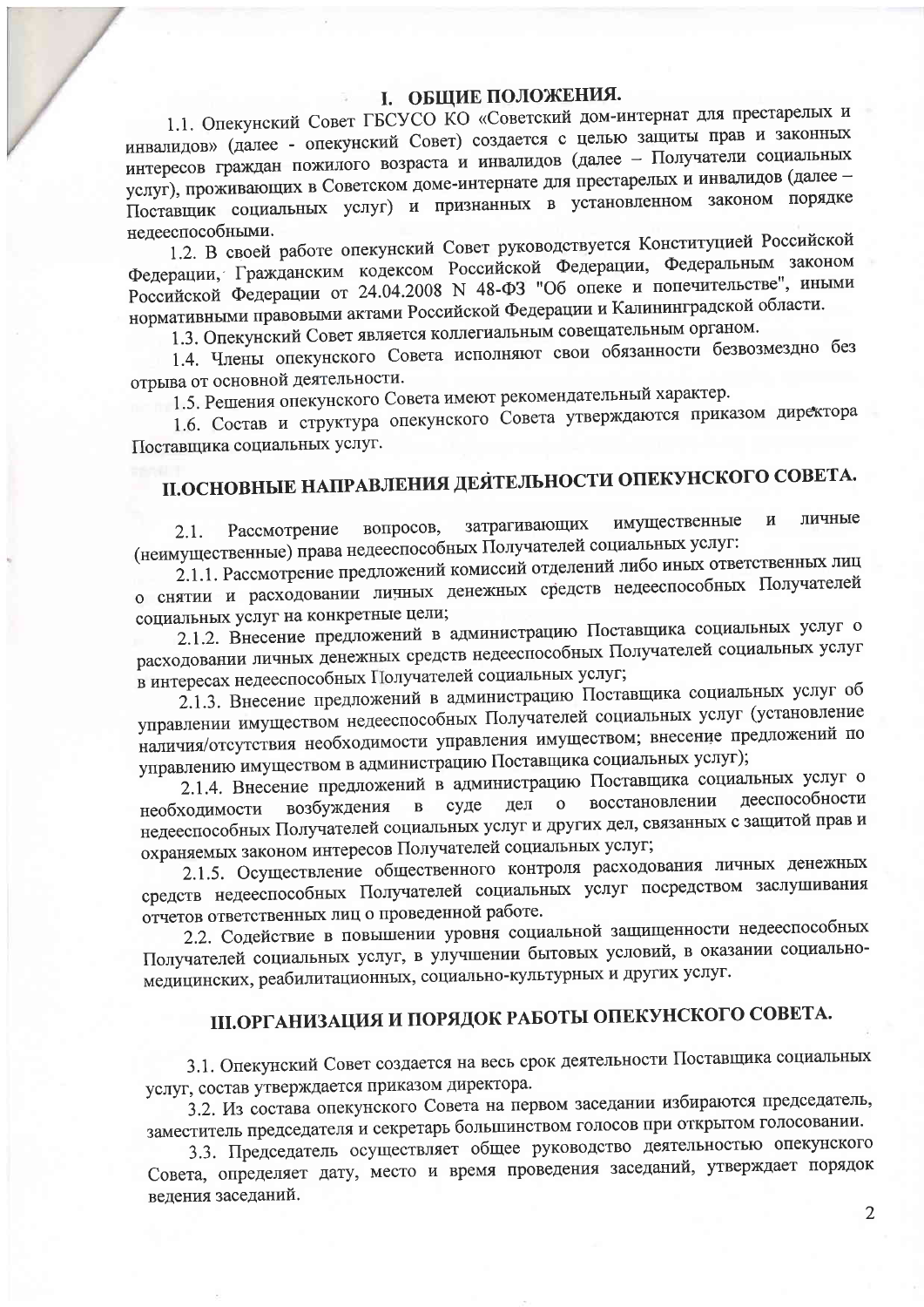## I. ОБЩИЕ ПОЛОЖЕНИЯ.

1.1. Опекунский Совет ГБСУСО КО «Советский дом-интернат для престарелых и инвалидов» (далее - опекунский Совет) создается с целью защиты прав и законных интересов граждан пожилого возраста и инвалидов (далее – Получатели социальных услуг), проживающих в Советском доме-интернате для престарелых и инвалидов (далее – Поставщик социальных услуг) и признанных в установленном законом порядке недееспособными.

1.2. В своей работе опекунский Совет руководствуется Конституцией Российской Федерации, Гражданским кодексом Российской Федерации, Федеральным законом Российской Федерации от 24.04.2008 N 48-ФЗ "Об опеке и попечительстве", иными нормативными правовыми актами Российской Федерации и Калининградской области.

1.3. Опекунский Совет является коллегиальным совещательным органом.

1.4. Члены опекунского Совета исполняют свои обязанности безвозмездно без отрыва от основной деятельности.

1.5. Решения опекунского Совета имеют рекомендательный характер.

1.6. Состав и структура опекунского Совета утверждаются приказом директора Поставщика социальных услуг.

## II.ОСНОВНЫЕ НАПРАВЛЕНИЯ ДЕЙТЕЛЬНОСТИ ОПЕКУНСКОГО СОВЕТА.

2.1. Рассмотрение вопросов, затрагивающих имущественные и личные (неимущественные) права недееспособных Получателей социальных услуг:

2.1.1. Рассмотрение предложений комиссий отделений либо иных ответственных лиц о снятии и расходовании личных денежных средств недееспособных Получателей социальных услуг на конкретные цели;

2.1.2. Внесение предложений в администрацию Поставщика социальных услуг о расходовании личных денежных средств недееспособных Получателей социальных услуг в интересах недееспособных Получателей социальных услуг;

2.1.3. Внесение предложений в администрацию Поставщика социальных услуг об управлении имуществом недееспособных Получателей социальных услуг (установление наличия/отсутствия необходимости управления имуществом; внесение предложений по управлению имуществом в администрацию Поставщика социальных услуг);

2.1.4. Внесение предложений в администрацию Поставщика социальных услуг о необходимости возбуждения в суде дел о восстановлении дееспособности недееспособных Получателей социальных услуг и других дел, связанных с защитой прав и охраняемых законом интересов Получателей социальных услуг;

2.1.5. Осуществление общественного контроля расходования личных денежных средств недееспособных Получателей социальных услуг посредством заслушивания отчетов ответственных лиц о проведенной работе.

2.2. Содействие в повышении уровня социальной защищенности недееспособных Получателей социальных услуг, в улучшении бытовых условий, в оказании социально-медицинских, реабилитационных, социально-культурных и других услуг.

## III.ОРГАНИЗАЦИЯ И ПОРЯДОК РАБОТЫ ОПЕКУНСКОГО СОВЕТА.

3.1. Опекунский Совет создается на весь срок деятельности Поставщика социальных услуг, состав утверждается приказом директора.

3.2. Из состава опекунского Совета на первом заседании избираются председатель, заместитель председателя и секретарь большинством голосов при открытом голосовании.

3.3. Председатель осуществляет общее руководство деятельностью опекунского Совета, определяет дату, место и время проведения заседаний, утверждает порядок ведения заседаний.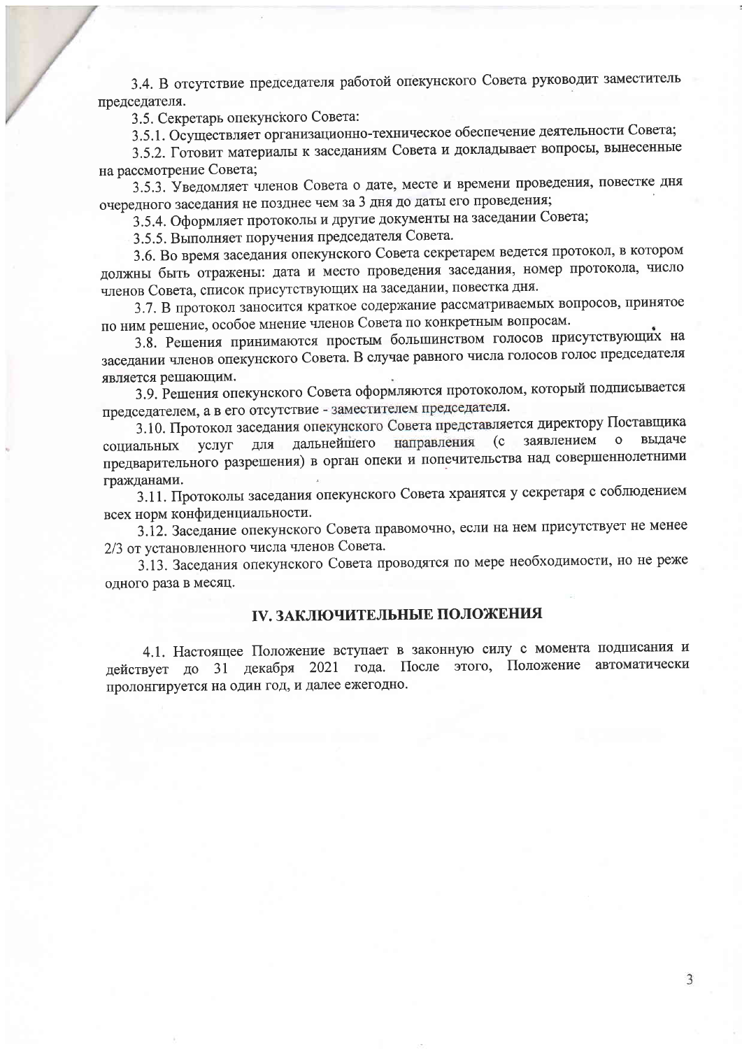3.4. В отсутствие председателя работой опекунского Совета руководит заместитель председателя.

3.5. Секретарь опекунского Совета:

3.5.1. Осуществляет организационно-техническое обеспечение деятельности Совета;

3.5.2. Готовит материалы к заседаниям Совета и докладывает вопросы, вынесенные на рассмотрение Совета;

3.5.3. Уведомляет членов Совета о дате, месте и времени проведения, повестке дня очередного заседания не позднее чем за 3 дня до даты его проведения;

3.5.4. Оформляет протоколы и другие документы на заседании Совета;

3.5.5. Выполняет поручения председателя Совета.

3.6. Во время заседания опекунского Совета секретарем ведется протокол, в котором должны быть отражены: дата и место проведения заседания, номер протокола, число членов Совета, список присутствующих на заседании, повестка дня.

3.7. В протокол заносится краткое содержание рассматриваемых вопросов, принятое по ним решение, особое мнение членов Совета по конкретным вопросам.

3.8. Решения принимаются простым большинством голосов присутствующих на заседании членов опекунского Совета. В случае равного числа голосов голос председателя является решающим.

3.9. Решения опекунского Совета оформляются протоколом, который подписывается председателем, а в его отсутствие - заместителем председателя.

3.10. Протокол заседания опекунского Совета представляется директору Поставщика социальных услуг для дальнейшего направления (с заявлением о выдаче предварительного разрешения) в орган опеки и попечительства над совершеннолетними гражданами.

3.11. Протоколы заседания опекунского Совета хранятся у секретаря с соблюдением всех норм конфиденциальности.

3.12. Заседание опекунского Совета правомочно, если на нем присутствует не менее 2/3 от установленного числа членов Совета.

3.13. Заседания опекунского Совета проводятся по мере необходимости, но не реже одного раза в месяц.

## IV. ЗАКЛЮЧИТЕЛЬНЫЕ ПОЛОЖЕНИЯ

4.1. Настоящее Положение вступает в законную силу с момента подписания и действует до 31 декабря 2021 года. После этого, Положение автоматически пролонгируется на один год, и далее ежегодно.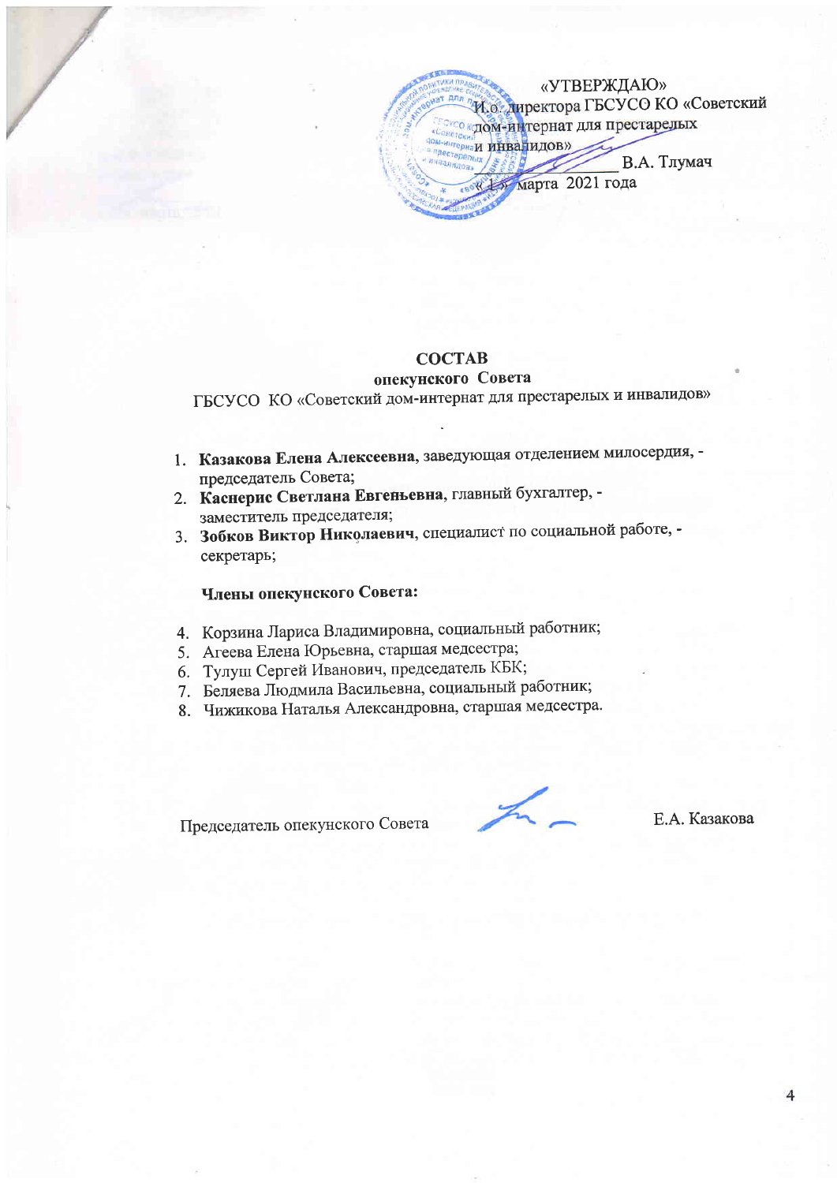«УТВЕРЖДАЮ»
И.о. директора ГБСУСО КО «Советский дом-интернат для престарелых и инвалидов»
_______________ В.А. Тлумач
« 1 » марта 2021 года

**СОСТАВ**
**опекунского Совета**
ГБСУСО КО «Советский дом-интернат для престарелых и инвалидов»

1. **Казакова Елена Алексеевна**, заведующая отделением милосердия, - председатель Совета;
2. **Каснерис Светлана Евгеньевна**, главный бухгалтер, - заместитель председателя;
3. **Зобков Виктор Николаевич**, специалист по социальной работе, - секретарь;

**Члены опекунского Совета:**

4. Корзина Лариса Владимировна, социальный работник;
5. Агеева Елена Юрьевна, старшая медсестра;
6. Тулуш Сергей Иванович, председатель КБК;
7. Беляева Людмила Васильевна, социальный работник;
8. Чижикова Наталья Александровна, старшая медсестра.

Председатель опекунского Совета Е.А. Казакова